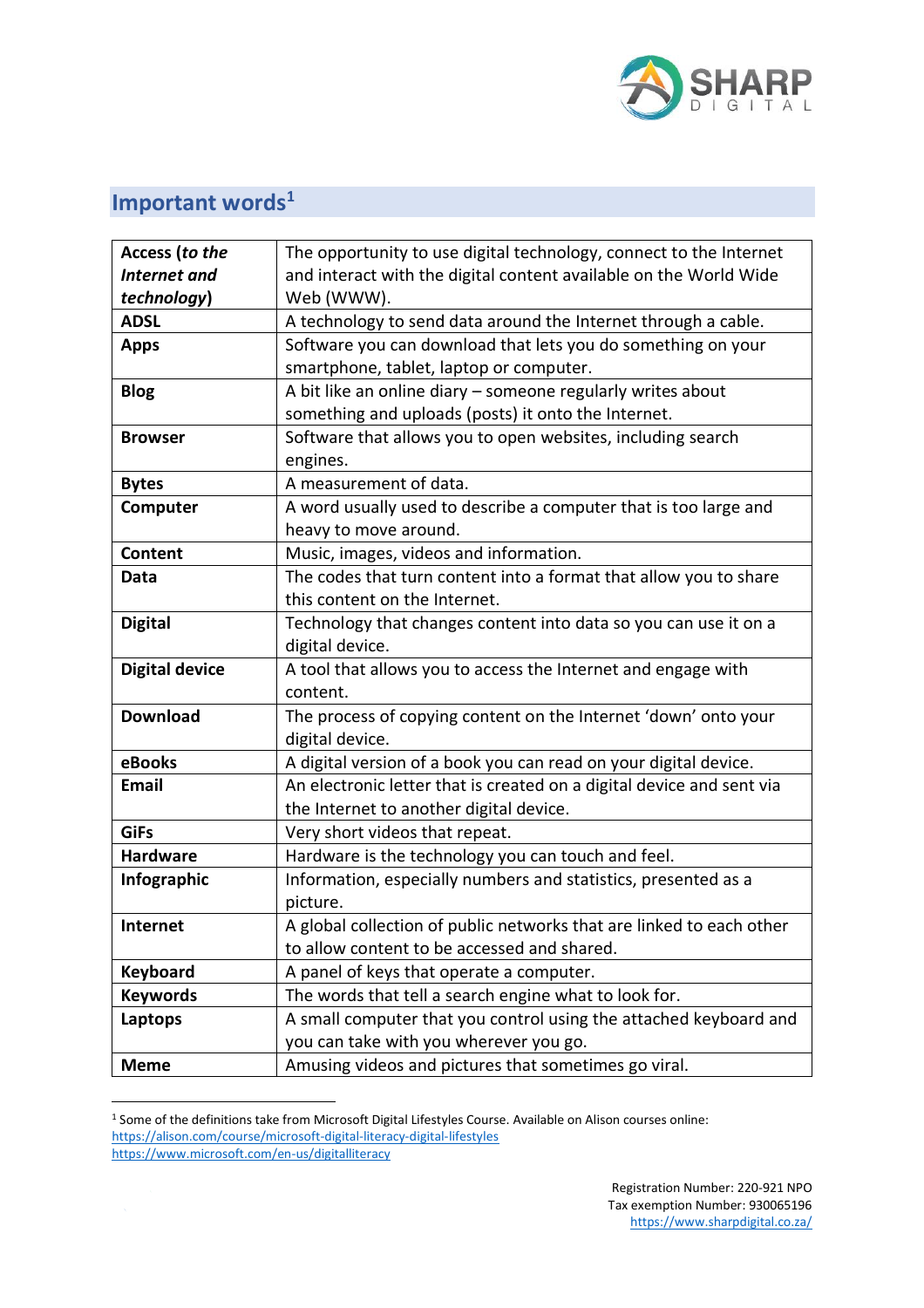## Important words[1]

| | |
|---|---|
| **Access (*to the Internet and technology*)** | The opportunity to use digital technology, connect to the Internet and interact with the digital content available on the World Wide Web (WWW). |
| **ADSL** | A technology to send data around the Internet through a cable. |
| **Apps** | Software you can download that lets you do something on your smartphone, tablet, laptop or computer. |
| **Blog** | A bit like an online diary – someone regularly writes about something and uploads (posts) it onto the Internet. |
| **Browser** | Software that allows you to open websites, including search engines. |
| **Bytes** | A measurement of data. |
| **Computer** | A word usually used to describe a computer that is too large and heavy to move around. |
| **Content** | Music, images, videos and information. |
| **Data** | The codes that turn content into a format that allow you to share this content on the Internet. |
| **Digital** | Technology that changes content into data so you can use it on a digital device. |
| **Digital device** | A tool that allows you to access the Internet and engage with content. |
| **Download** | The process of copying content on the Internet 'down' onto your digital device. |
| **eBooks** | A digital version of a book you can read on your digital device. |
| **Email** | An electronic letter that is created on a digital device and sent via the Internet to another digital device. |
| **GiFs** | Very short videos that repeat. |
| **Hardware** | Hardware is the technology you can touch and feel. |
| **Infographic** | Information, especially numbers and statistics, presented as a picture. |
| **Internet** | A global collection of public networks that are linked to each other to allow content to be accessed and shared. |
| **Keyboard** | A panel of keys that operate a computer. |
| **Keywords** | The words that tell a search engine what to look for. |
| **Laptops** | A small computer that you control using the attached keyboard and you can take with you wherever you go. |
| **Meme** | Amusing videos and pictures that sometimes go viral. |

[1] Some of the definitions take from Microsoft Digital Lifestyles Course. Available on Alison courses online:
https://alison.com/course/microsoft-digital-literacy-digital-lifestyles
https://www.microsoft.com/en-us/digitalliteracy

Registration Number: 220-921 NPO
Tax exemption Number: 930065196
https://www.sharpdigital.co.za/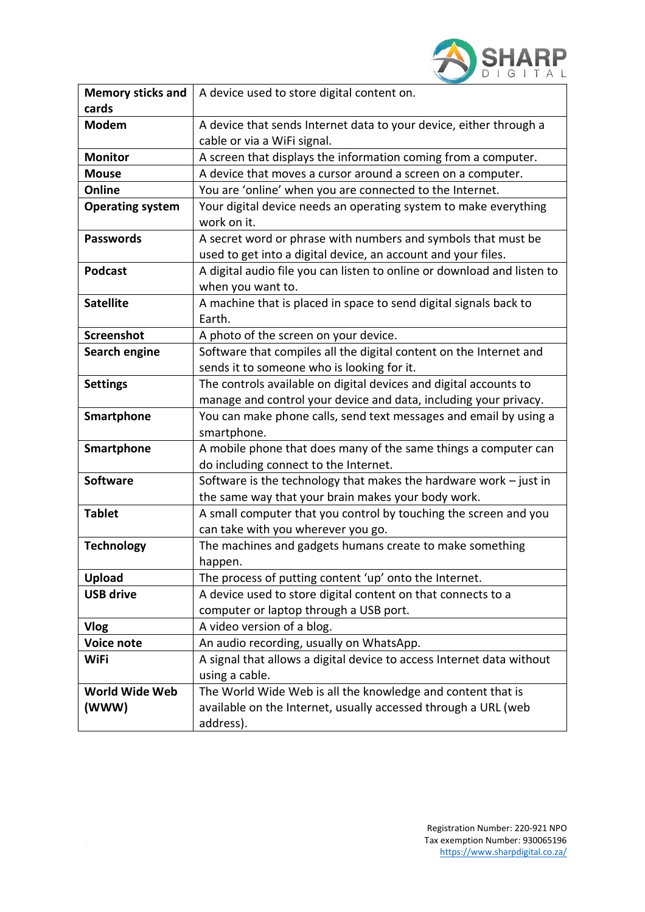| | |
|---|---|
| **Memory sticks and cards** | A device used to store digital content on. |
| **Modem** | A device that sends Internet data to your device, either through a cable or via a WiFi signal. |
| **Monitor** | A screen that displays the information coming from a computer. |
| **Mouse** | A device that moves a cursor around a screen on a computer. |
| **Online** | You are 'online' when you are connected to the Internet. |
| **Operating system** | Your digital device needs an operating system to make everything work on it. |
| **Passwords** | A secret word or phrase with numbers and symbols that must be used to get into a digital device, an account and your files. |
| **Podcast** | A digital audio file you can listen to online or download and listen to when you want to. |
| **Satellite** | A machine that is placed in space to send digital signals back to Earth. |
| **Screenshot** | A photo of the screen on your device. |
| **Search engine** | Software that compiles all the digital content on the Internet and sends it to someone who is looking for it. |
| **Settings** | The controls available on digital devices and digital accounts to manage and control your device and data, including your privacy. |
| **Smartphone** | You can make phone calls, send text messages and email by using a smartphone. |
| **Smartphone** | A mobile phone that does many of the same things a computer can do including connect to the Internet. |
| **Software** | Software is the technology that makes the hardware work – just in the same way that your brain makes your body work. |
| **Tablet** | A small computer that you control by touching the screen and you can take with you wherever you go. |
| **Technology** | The machines and gadgets humans create to make something happen. |
| **Upload** | The process of putting content 'up' onto the Internet. |
| **USB drive** | A device used to store digital content on that connects to a computer or laptop through a USB port. |
| **Vlog** | A video version of a blog. |
| **Voice note** | An audio recording, usually on WhatsApp. |
| **WiFi** | A signal that allows a digital device to access Internet data without using a cable. |
| **World Wide Web (WWW)** | The World Wide Web is all the knowledge and content that is available on the Internet, usually accessed through a URL (web address). |

Registration Number: 220-921 NPO
Tax exemption Number: 930065196
https://www.sharpdigital.co.za/